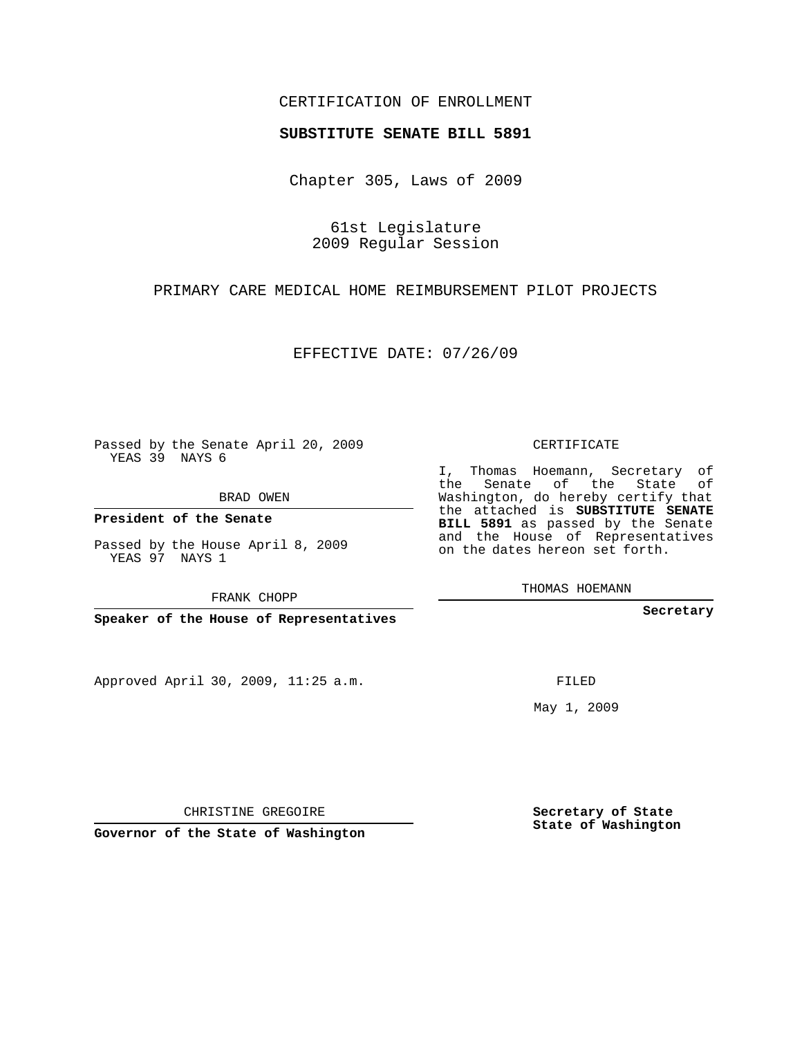CERTIFICATION OF ENROLLMENT

**SUBSTITUTE SENATE BILL 5891**

Chapter 305, Laws of 2009

61st Legislature
2009 Regular Session

PRIMARY CARE MEDICAL HOME REIMBURSEMENT PILOT PROJECTS

EFFECTIVE DATE: 07/26/09

Passed by the Senate April 20, 2009
YEAS 39 NAYS 6

BRAD OWEN

**President of the Senate**

Passed by the House April 8, 2009
YEAS 97 NAYS 1

FRANK CHOPP

**Speaker of the House of Representatives**

CERTIFICATE

I, Thomas Hoemann, Secretary of the Senate of the State of Washington, do hereby certify that the attached is **SUBSTITUTE SENATE BILL 5891** as passed by the Senate and the House of Representatives on the dates hereon set forth.

THOMAS HOEMANN

**Secretary**

Approved April 30, 2009, 11:25 a.m.

FILED

May 1, 2009

CHRISTINE GREGOIRE

**Governor of the State of Washington**

**Secretary of State**
**State of Washington**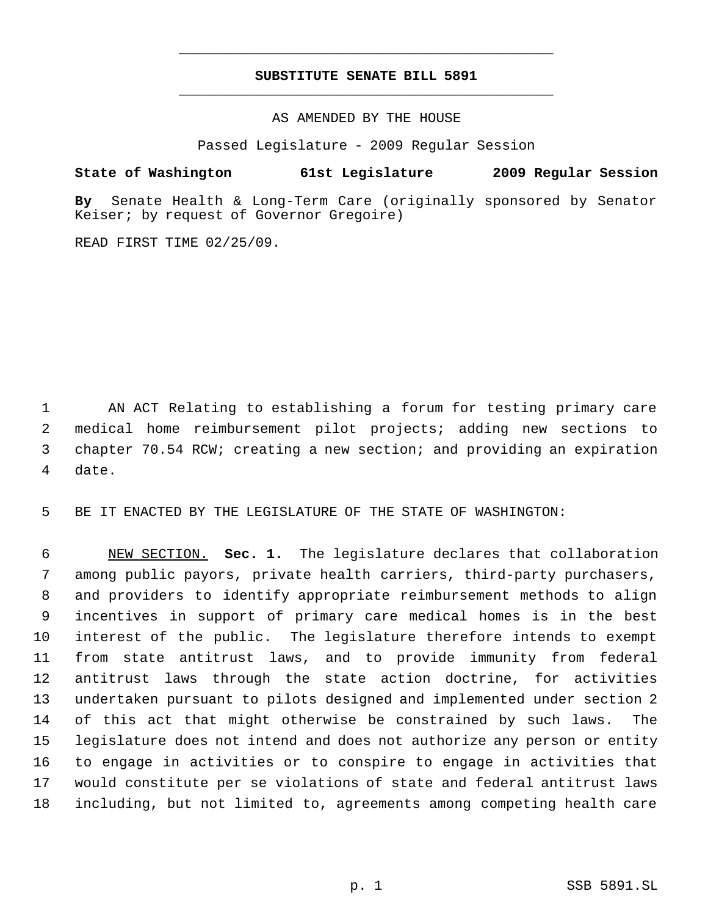# SUBSTITUTE SENATE BILL 5891

AS AMENDED BY THE HOUSE

Passed Legislature - 2009 Regular Session

**State of Washington 61st Legislature 2009 Regular Session**

**By** Senate Health & Long-Term Care (originally sponsored by Senator Keiser; by request of Governor Gregoire)

READ FIRST TIME 02/25/09.

AN ACT Relating to establishing a forum for testing primary care medical home reimbursement pilot projects; adding new sections to chapter 70.54 RCW; creating a new section; and providing an expiration date.

BE IT ENACTED BY THE LEGISLATURE OF THE STATE OF WASHINGTON:

NEW SECTION. **Sec. 1.** The legislature declares that collaboration among public payors, private health carriers, third-party purchasers, and providers to identify appropriate reimbursement methods to align incentives in support of primary care medical homes is in the best interest of the public. The legislature therefore intends to exempt from state antitrust laws, and to provide immunity from federal antitrust laws through the state action doctrine, for activities undertaken pursuant to pilots designed and implemented under section 2 of this act that might otherwise be constrained by such laws. The legislature does not intend and does not authorize any person or entity to engage in activities or to conspire to engage in activities that would constitute per se violations of state and federal antitrust laws including, but not limited to, agreements among competing health care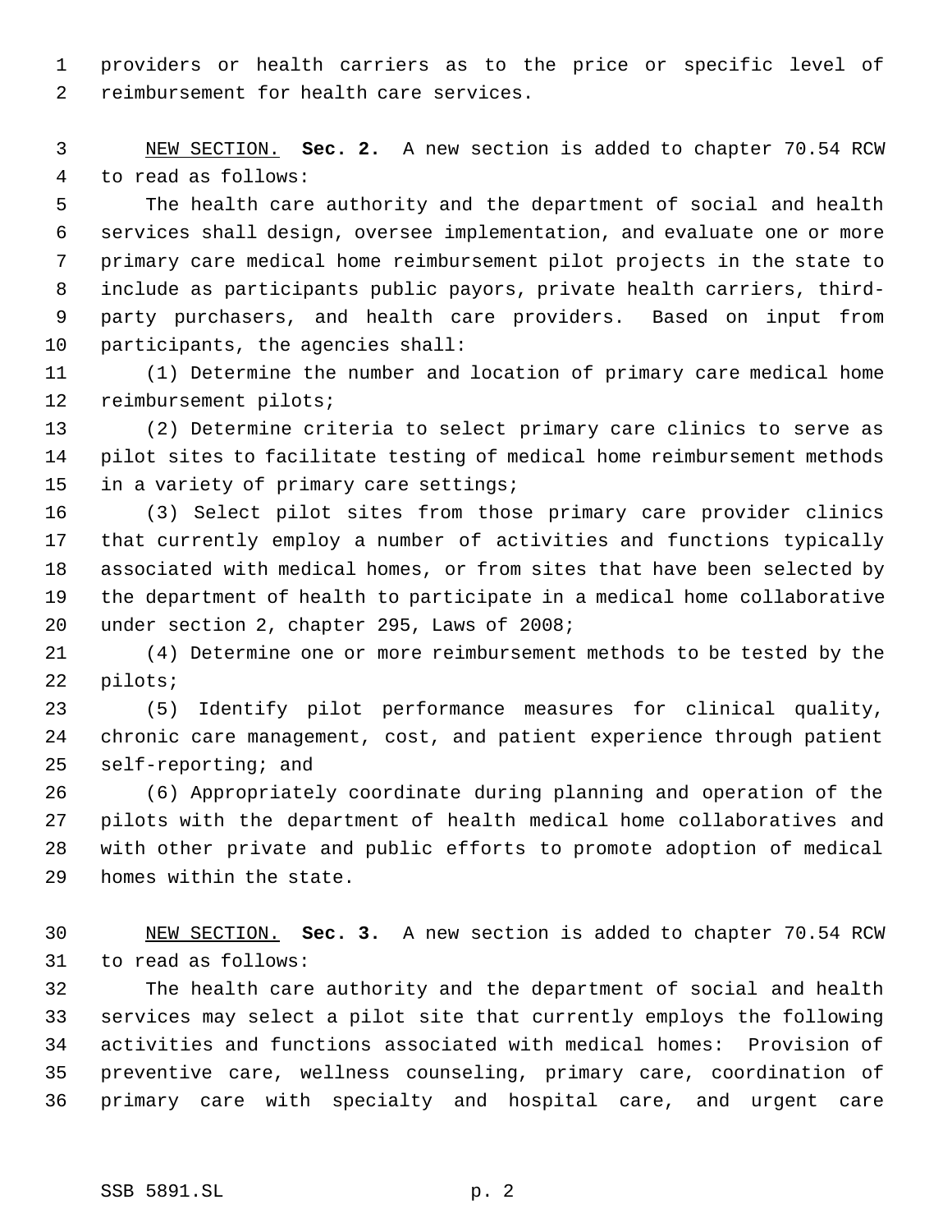providers or health carriers as to the price or specific level of reimbursement for health care services.

NEW SECTION. **Sec. 2.** A new section is added to chapter 70.54 RCW to read as follows:

The health care authority and the department of social and health services shall design, oversee implementation, and evaluate one or more primary care medical home reimbursement pilot projects in the state to include as participants public payors, private health carriers, third-party purchasers, and health care providers. Based on input from participants, the agencies shall:

(1) Determine the number and location of primary care medical home reimbursement pilots;

(2) Determine criteria to select primary care clinics to serve as pilot sites to facilitate testing of medical home reimbursement methods in a variety of primary care settings;

(3) Select pilot sites from those primary care provider clinics that currently employ a number of activities and functions typically associated with medical homes, or from sites that have been selected by the department of health to participate in a medical home collaborative under section 2, chapter 295, Laws of 2008;

(4) Determine one or more reimbursement methods to be tested by the pilots;

(5) Identify pilot performance measures for clinical quality, chronic care management, cost, and patient experience through patient self-reporting; and

(6) Appropriately coordinate during planning and operation of the pilots with the department of health medical home collaboratives and with other private and public efforts to promote adoption of medical homes within the state.

NEW SECTION. **Sec. 3.** A new section is added to chapter 70.54 RCW to read as follows:

The health care authority and the department of social and health services may select a pilot site that currently employs the following activities and functions associated with medical homes: Provision of preventive care, wellness counseling, primary care, coordination of primary care with specialty and hospital care, and urgent care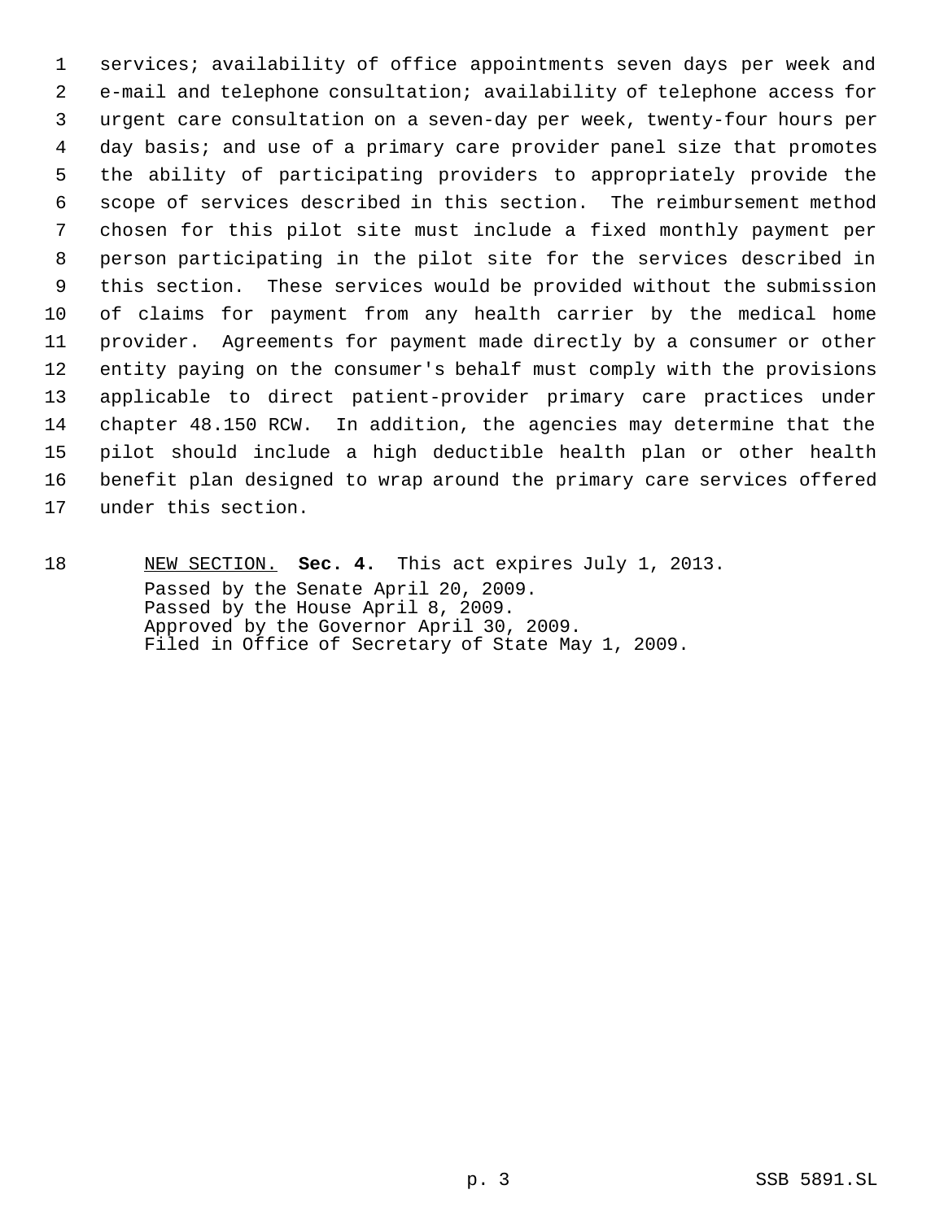services; availability of office appointments seven days per week and e-mail and telephone consultation; availability of telephone access for urgent care consultation on a seven-day per week, twenty-four hours per day basis; and use of a primary care provider panel size that promotes the ability of participating providers to appropriately provide the scope of services described in this section. The reimbursement method chosen for this pilot site must include a fixed monthly payment per person participating in the pilot site for the services described in this section. These services would be provided without the submission of claims for payment from any health carrier by the medical home provider. Agreements for payment made directly by a consumer or other entity paying on the consumer's behalf must comply with the provisions applicable to direct patient-provider primary care practices under chapter 48.150 RCW. In addition, the agencies may determine that the pilot should include a high deductible health plan or other health benefit plan designed to wrap around the primary care services offered under this section.

NEW SECTION. **Sec. 4.** This act expires July 1, 2013.

Passed by the Senate April 20, 2009.
Passed by the House April 8, 2009.
Approved by the Governor April 30, 2009.
Filed in Office of Secretary of State May 1, 2009.